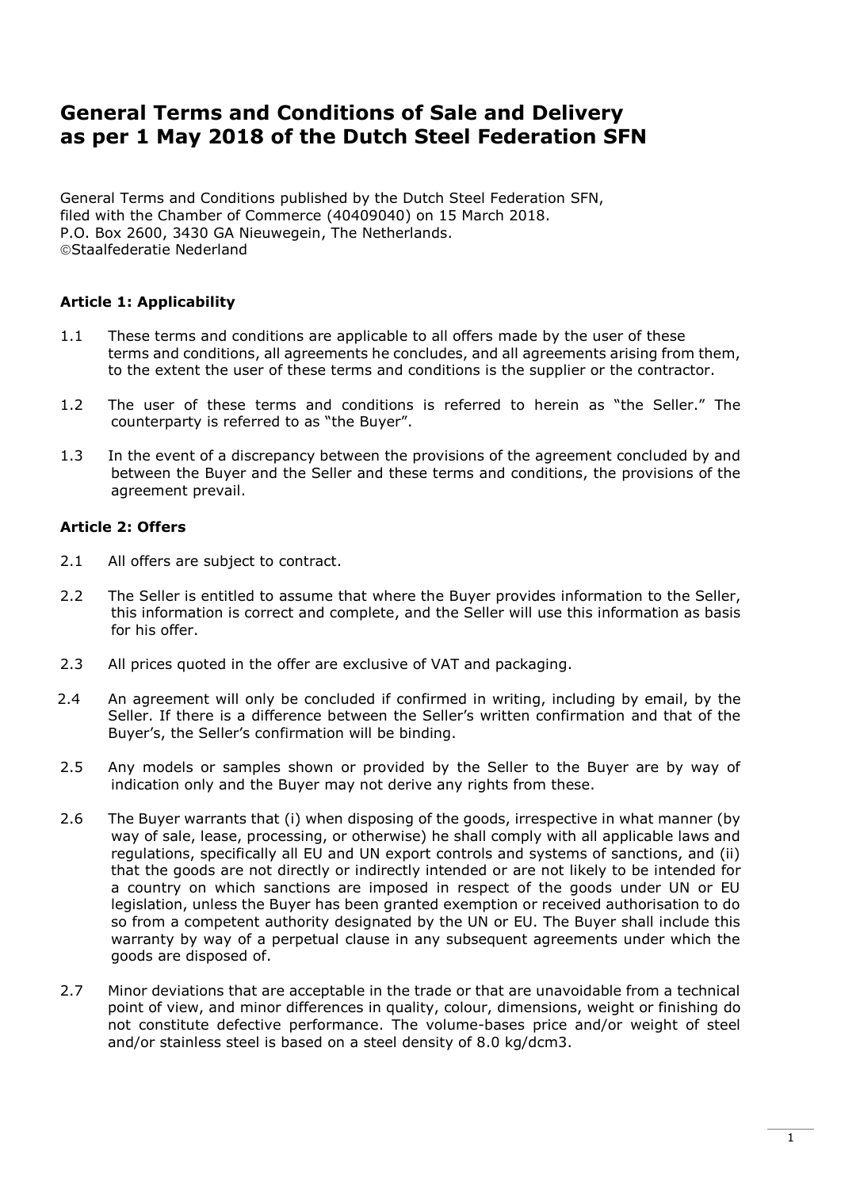# General Terms and Conditions of Sale and Delivery as per 1 May 2018 of the Dutch Steel Federation SFN

General Terms and Conditions published by the Dutch Steel Federation SFN,
filed with the Chamber of Commerce (40409040) on 15 March 2018.
P.O. Box 2600, 3430 GA Nieuwegein, The Netherlands.
©Staalfederatie Nederland

### Article 1: Applicability

1.1 These terms and conditions are applicable to all offers made by the user of these terms and conditions, all agreements he concludes, and all agreements arising from them, to the extent the user of these terms and conditions is the supplier or the contractor.

1.2 The user of these terms and conditions is referred to herein as "the Seller." The counterparty is referred to as "the Buyer".

1.3 In the event of a discrepancy between the provisions of the agreement concluded by and between the Buyer and the Seller and these terms and conditions, the provisions of the agreement prevail.

### Article 2: Offers

2.1 All offers are subject to contract.

2.2 The Seller is entitled to assume that where the Buyer provides information to the Seller, this information is correct and complete, and the Seller will use this information as basis for his offer.

2.3 All prices quoted in the offer are exclusive of VAT and packaging.

2.4 An agreement will only be concluded if confirmed in writing, including by email, by the Seller. If there is a difference between the Seller's written confirmation and that of the Buyer's, the Seller's confirmation will be binding.

2.5 Any models or samples shown or provided by the Seller to the Buyer are by way of indication only and the Buyer may not derive any rights from these.

2.6 The Buyer warrants that (i) when disposing of the goods, irrespective in what manner (by way of sale, lease, processing, or otherwise) he shall comply with all applicable laws and regulations, specifically all EU and UN export controls and systems of sanctions, and (ii) that the goods are not directly or indirectly intended or are not likely to be intended for a country on which sanctions are imposed in respect of the goods under UN or EU legislation, unless the Buyer has been granted exemption or received authorisation to do so from a competent authority designated by the UN or EU. The Buyer shall include this warranty by way of a perpetual clause in any subsequent agreements under which the goods are disposed of.

2.7 Minor deviations that are acceptable in the trade or that are unavoidable from a technical point of view, and minor differences in quality, colour, dimensions, weight or finishing do not constitute defective performance. The volume-bases price and/or weight of steel and/or stainless steel is based on a steel density of 8.0 kg/dcm3.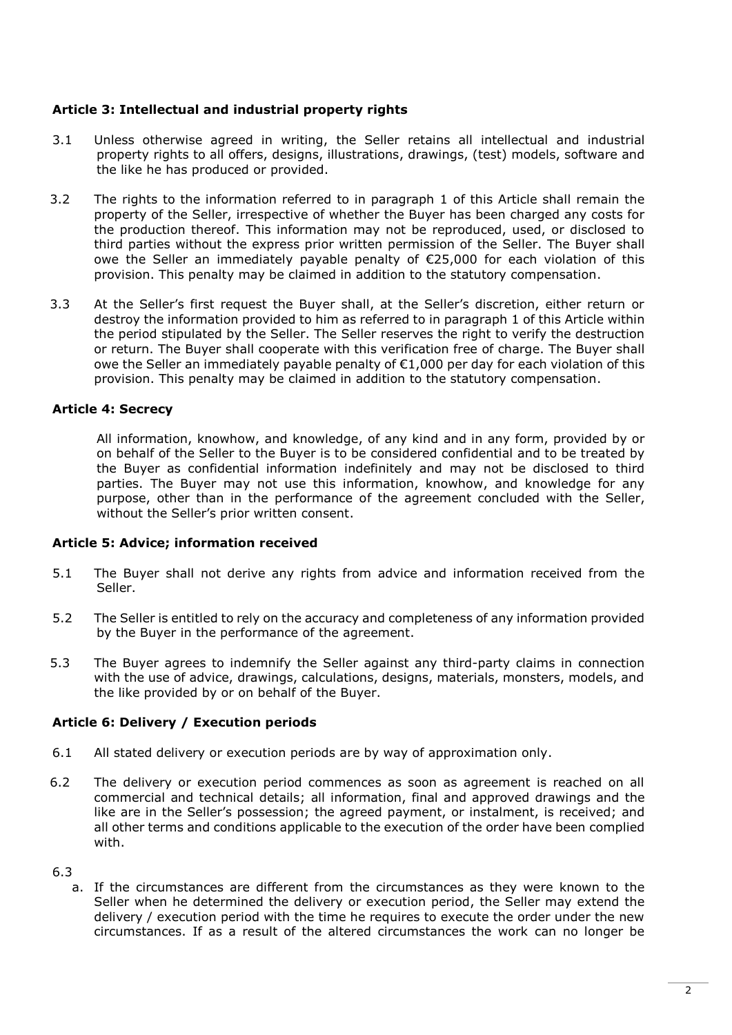### Article 3: Intellectual and industrial property rights

3.1 Unless otherwise agreed in writing, the Seller retains all intellectual and industrial property rights to all offers, designs, illustrations, drawings, (test) models, software and the like he has produced or provided.

3.2 The rights to the information referred to in paragraph 1 of this Article shall remain the property of the Seller, irrespective of whether the Buyer has been charged any costs for the production thereof. This information may not be reproduced, used, or disclosed to third parties without the express prior written permission of the Seller. The Buyer shall owe the Seller an immediately payable penalty of €25,000 for each violation of this provision. This penalty may be claimed in addition to the statutory compensation.

3.3 At the Seller's first request the Buyer shall, at the Seller's discretion, either return or destroy the information provided to him as referred to in paragraph 1 of this Article within the period stipulated by the Seller. The Seller reserves the right to verify the destruction or return. The Buyer shall cooperate with this verification free of charge. The Buyer shall owe the Seller an immediately payable penalty of €1,000 per day for each violation of this provision. This penalty may be claimed in addition to the statutory compensation.

### Article 4: Secrecy

All information, knowhow, and knowledge, of any kind and in any form, provided by or on behalf of the Seller to the Buyer is to be considered confidential and to be treated by the Buyer as confidential information indefinitely and may not be disclosed to third parties. The Buyer may not use this information, knowhow, and knowledge for any purpose, other than in the performance of the agreement concluded with the Seller, without the Seller's prior written consent.

### Article 5: Advice; information received

5.1 The Buyer shall not derive any rights from advice and information received from the Seller.

5.2 The Seller is entitled to rely on the accuracy and completeness of any information provided by the Buyer in the performance of the agreement.

5.3 The Buyer agrees to indemnify the Seller against any third-party claims in connection with the use of advice, drawings, calculations, designs, materials, monsters, models, and the like provided by or on behalf of the Buyer.

### Article 6: Delivery / Execution periods

6.1 All stated delivery or execution periods are by way of approximation only.

6.2 The delivery or execution period commences as soon as agreement is reached on all commercial and technical details; all information, final and approved drawings and the like are in the Seller's possession; the agreed payment, or instalment, is received; and all other terms and conditions applicable to the execution of the order have been complied with.

6.3

a. If the circumstances are different from the circumstances as they were known to the Seller when he determined the delivery or execution period, the Seller may extend the delivery / execution period with the time he requires to execute the order under the new circumstances. If as a result of the altered circumstances the work can no longer be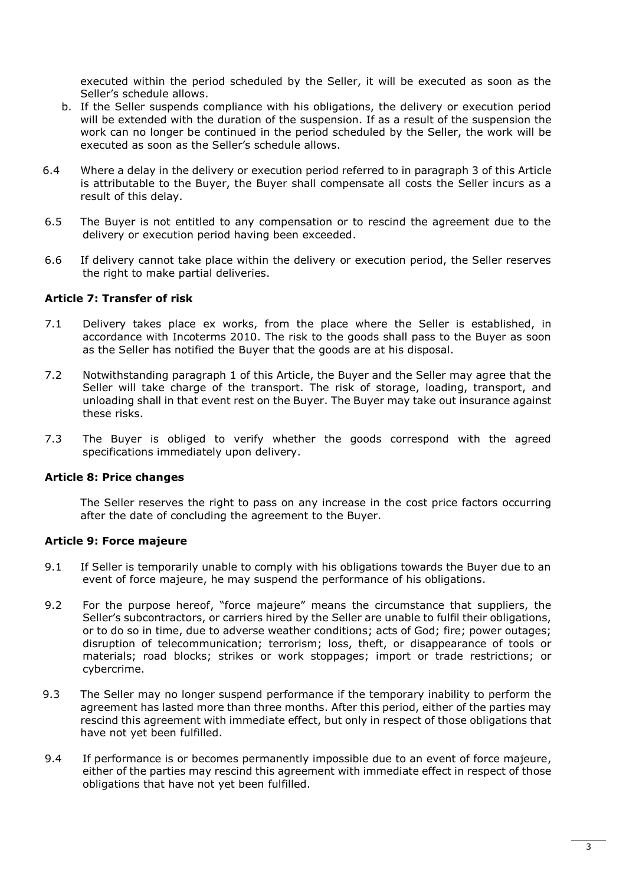executed within the period scheduled by the Seller, it will be executed as soon as the Seller's schedule allows.

b. If the Seller suspends compliance with his obligations, the delivery or execution period will be extended with the duration of the suspension. If as a result of the suspension the work can no longer be continued in the period scheduled by the Seller, the work will be executed as soon as the Seller's schedule allows.

6.4 Where a delay in the delivery or execution period referred to in paragraph 3 of this Article is attributable to the Buyer, the Buyer shall compensate all costs the Seller incurs as a result of this delay.

6.5 The Buyer is not entitled to any compensation or to rescind the agreement due to the delivery or execution period having been exceeded.

6.6 If delivery cannot take place within the delivery or execution period, the Seller reserves the right to make partial deliveries.

### Article 7: Transfer of risk

7.1 Delivery takes place ex works, from the place where the Seller is established, in accordance with Incoterms 2010. The risk to the goods shall pass to the Buyer as soon as the Seller has notified the Buyer that the goods are at his disposal.

7.2 Notwithstanding paragraph 1 of this Article, the Buyer and the Seller may agree that the Seller will take charge of the transport. The risk of storage, loading, transport, and unloading shall in that event rest on the Buyer. The Buyer may take out insurance against these risks.

7.3 The Buyer is obliged to verify whether the goods correspond with the agreed specifications immediately upon delivery.

### Article 8: Price changes

The Seller reserves the right to pass on any increase in the cost price factors occurring after the date of concluding the agreement to the Buyer.

### Article 9: Force majeure

9.1 If Seller is temporarily unable to comply with his obligations towards the Buyer due to an event of force majeure, he may suspend the performance of his obligations.

9.2 For the purpose hereof, "force majeure" means the circumstance that suppliers, the Seller's subcontractors, or carriers hired by the Seller are unable to fulfil their obligations, or to do so in time, due to adverse weather conditions; acts of God; fire; power outages; disruption of telecommunication; terrorism; loss, theft, or disappearance of tools or materials; road blocks; strikes or work stoppages; import or trade restrictions; or cybercrime.

9.3 The Seller may no longer suspend performance if the temporary inability to perform the agreement has lasted more than three months. After this period, either of the parties may rescind this agreement with immediate effect, but only in respect of those obligations that have not yet been fulfilled.

9.4 If performance is or becomes permanently impossible due to an event of force majeure, either of the parties may rescind this agreement with immediate effect in respect of those obligations that have not yet been fulfilled.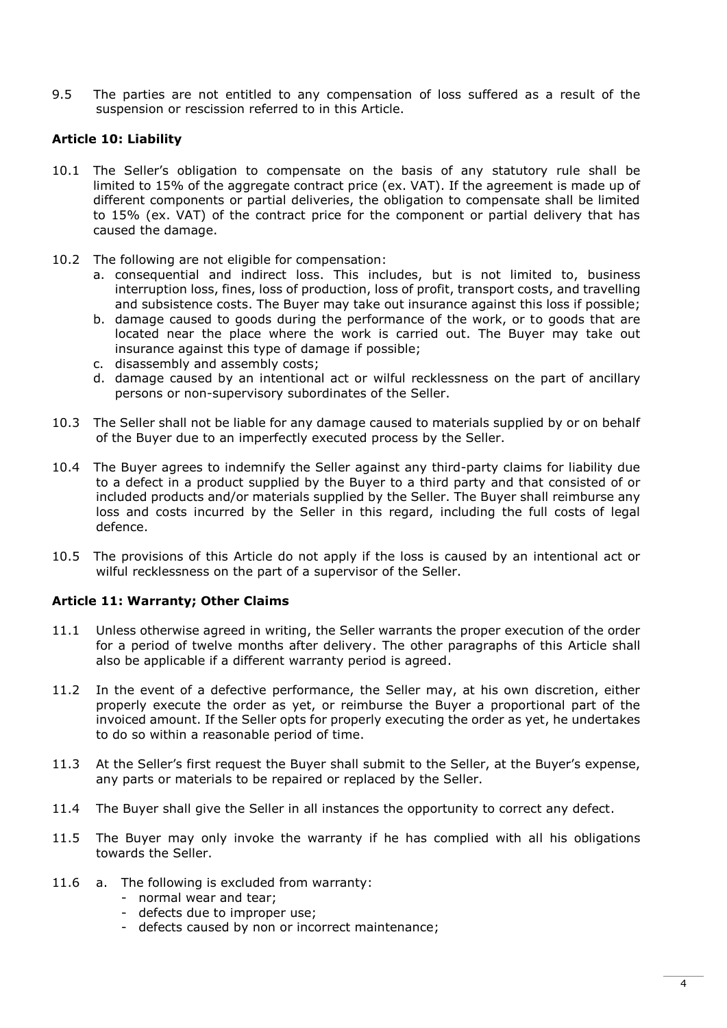9.5 The parties are not entitled to any compensation of loss suffered as a result of the suspension or rescission referred to in this Article.

### Article 10: Liability

10.1 The Seller's obligation to compensate on the basis of any statutory rule shall be limited to 15% of the aggregate contract price (ex. VAT). If the agreement is made up of different components or partial deliveries, the obligation to compensate shall be limited to 15% (ex. VAT) of the contract price for the component or partial delivery that has caused the damage.

10.2 The following are not eligible for compensation:

a. consequential and indirect loss. This includes, but is not limited to, business interruption loss, fines, loss of production, loss of profit, transport costs, and travelling and subsistence costs. The Buyer may take out insurance against this loss if possible;
b. damage caused to goods during the performance of the work, or to goods that are located near the place where the work is carried out. The Buyer may take out insurance against this type of damage if possible;
c. disassembly and assembly costs;
d. damage caused by an intentional act or wilful recklessness on the part of ancillary persons or non-supervisory subordinates of the Seller.

10.3 The Seller shall not be liable for any damage caused to materials supplied by or on behalf of the Buyer due to an imperfectly executed process by the Seller.

10.4 The Buyer agrees to indemnify the Seller against any third-party claims for liability due to a defect in a product supplied by the Buyer to a third party and that consisted of or included products and/or materials supplied by the Seller. The Buyer shall reimburse any loss and costs incurred by the Seller in this regard, including the full costs of legal defence.

10.5 The provisions of this Article do not apply if the loss is caused by an intentional act or wilful recklessness on the part of a supervisor of the Seller.

### Article 11: Warranty; Other Claims

11.1 Unless otherwise agreed in writing, the Seller warrants the proper execution of the order for a period of twelve months after delivery. The other paragraphs of this Article shall also be applicable if a different warranty period is agreed.

11.2 In the event of a defective performance, the Seller may, at his own discretion, either properly execute the order as yet, or reimburse the Buyer a proportional part of the invoiced amount. If the Seller opts for properly executing the order as yet, he undertakes to do so within a reasonable period of time.

11.3 At the Seller's first request the Buyer shall submit to the Seller, at the Buyer's expense, any parts or materials to be repaired or replaced by the Seller.

11.4 The Buyer shall give the Seller in all instances the opportunity to correct any defect.

11.5 The Buyer may only invoke the warranty if he has complied with all his obligations towards the Seller.

11.6 a. The following is excluded from warranty:

- normal wear and tear;
- defects due to improper use;
- defects caused by non or incorrect maintenance;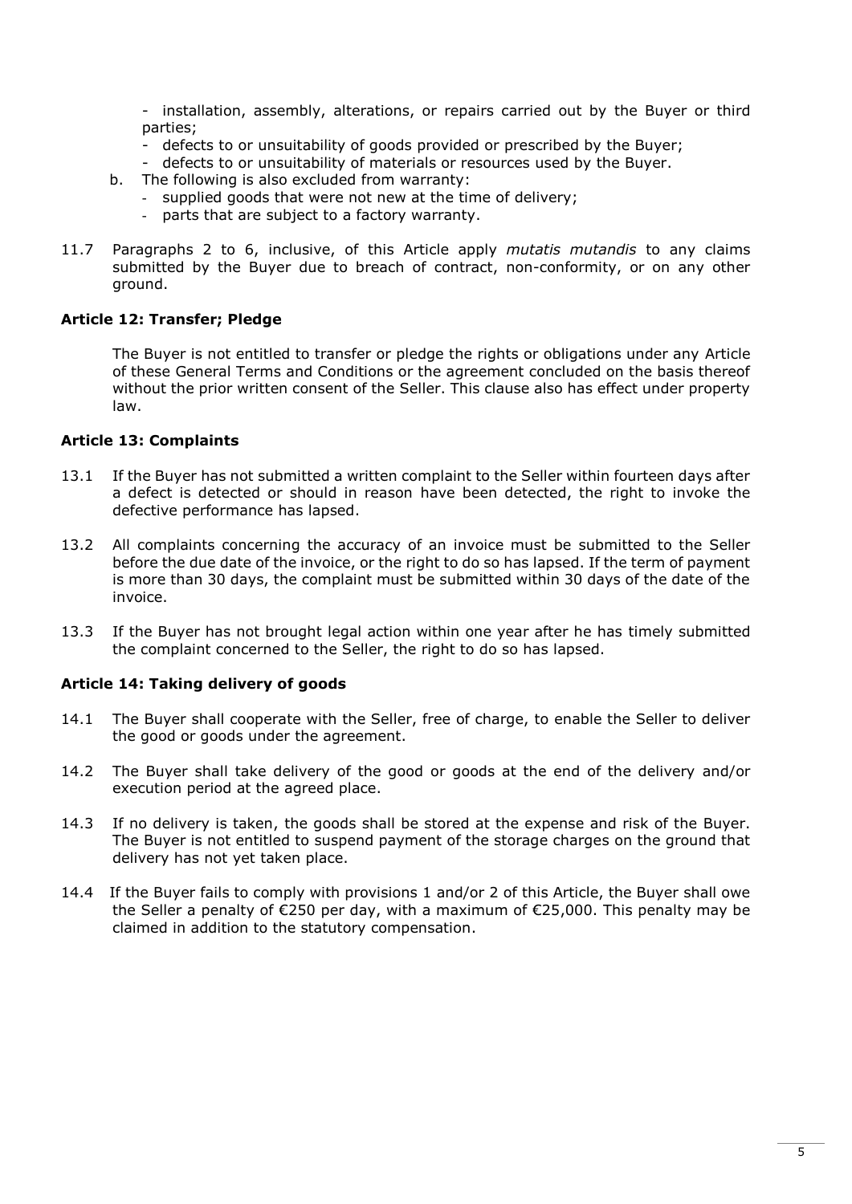- installation, assembly, alterations, or repairs carried out by the Buyer or third parties;
- defects to or unsuitability of goods provided or prescribed by the Buyer;
- defects to or unsuitability of materials or resources used by the Buyer.

b. The following is also excluded from warranty:
   - supplied goods that were not new at the time of delivery;
   - parts that are subject to a factory warranty.

11.7 Paragraphs 2 to 6, inclusive, of this Article apply *mutatis mutandis* to any claims submitted by the Buyer due to breach of contract, non-conformity, or on any other ground.

### Article 12: Transfer; Pledge

The Buyer is not entitled to transfer or pledge the rights or obligations under any Article of these General Terms and Conditions or the agreement concluded on the basis thereof without the prior written consent of the Seller. This clause also has effect under property law.

### Article 13: Complaints

13.1 If the Buyer has not submitted a written complaint to the Seller within fourteen days after a defect is detected or should in reason have been detected, the right to invoke the defective performance has lapsed.

13.2 All complaints concerning the accuracy of an invoice must be submitted to the Seller before the due date of the invoice, or the right to do so has lapsed. If the term of payment is more than 30 days, the complaint must be submitted within 30 days of the date of the invoice.

13.3 If the Buyer has not brought legal action within one year after he has timely submitted the complaint concerned to the Seller, the right to do so has lapsed.

### Article 14: Taking delivery of goods

14.1 The Buyer shall cooperate with the Seller, free of charge, to enable the Seller to deliver the good or goods under the agreement.

14.2 The Buyer shall take delivery of the good or goods at the end of the delivery and/or execution period at the agreed place.

14.3 If no delivery is taken, the goods shall be stored at the expense and risk of the Buyer. The Buyer is not entitled to suspend payment of the storage charges on the ground that delivery has not yet taken place.

14.4 If the Buyer fails to comply with provisions 1 and/or 2 of this Article, the Buyer shall owe the Seller a penalty of €250 per day, with a maximum of €25,000. This penalty may be claimed in addition to the statutory compensation.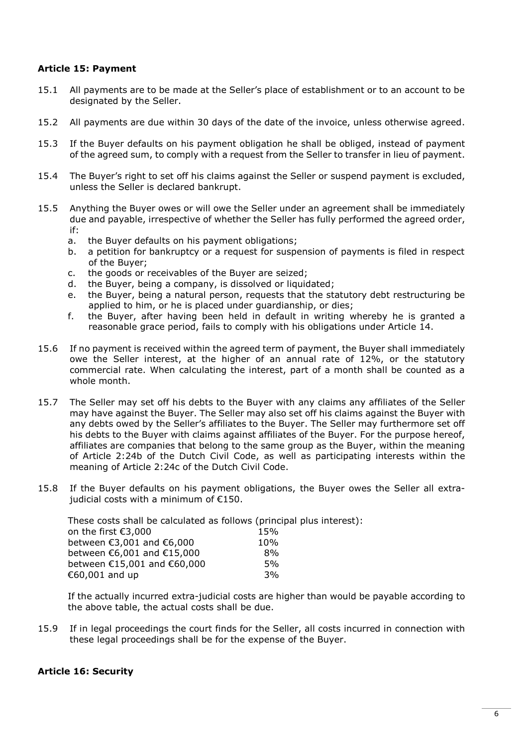### Article 15: Payment

15.1 All payments are to be made at the Seller's place of establishment or to an account to be designated by the Seller.

15.2 All payments are due within 30 days of the date of the invoice, unless otherwise agreed.

15.3 If the Buyer defaults on his payment obligation he shall be obliged, instead of payment of the agreed sum, to comply with a request from the Seller to transfer in lieu of payment.

15.4 The Buyer's right to set off his claims against the Seller or suspend payment is excluded, unless the Seller is declared bankrupt.

15.5 Anything the Buyer owes or will owe the Seller under an agreement shall be immediately due and payable, irrespective of whether the Seller has fully performed the agreed order, if:

a. the Buyer defaults on his payment obligations;
b. a petition for bankruptcy or a request for suspension of payments is filed in respect of the Buyer;
c. the goods or receivables of the Buyer are seized;
d. the Buyer, being a company, is dissolved or liquidated;
e. the Buyer, being a natural person, requests that the statutory debt restructuring be applied to him, or he is placed under guardianship, or dies;
f. the Buyer, after having been held in default in writing whereby he is granted a reasonable grace period, fails to comply with his obligations under Article 14.

15.6 If no payment is received within the agreed term of payment, the Buyer shall immediately owe the Seller interest, at the higher of an annual rate of 12%, or the statutory commercial rate. When calculating the interest, part of a month shall be counted as a whole month.

15.7 The Seller may set off his debts to the Buyer with any claims any affiliates of the Seller may have against the Buyer. The Seller may also set off his claims against the Buyer with any debts owed by the Seller's affiliates to the Buyer. The Seller may furthermore set off his debts to the Buyer with claims against affiliates of the Buyer. For the purpose hereof, affiliates are companies that belong to the same group as the Buyer, within the meaning of Article 2:24b of the Dutch Civil Code, as well as participating interests within the meaning of Article 2:24c of the Dutch Civil Code.

15.8 If the Buyer defaults on his payment obligations, the Buyer owes the Seller all extra-judicial costs with a minimum of €150.

These costs shall be calculated as follows (principal plus interest):

| | |
|---|---|
| on the first €3,000 | 15% |
| between €3,001 and €6,000 | 10% |
| between €6,001 and €15,000 | 8% |
| between €15,001 and €60,000 | 5% |
| €60,001 and up | 3% |

If the actually incurred extra-judicial costs are higher than would be payable according to the above table, the actual costs shall be due.

15.9 If in legal proceedings the court finds for the Seller, all costs incurred in connection with these legal proceedings shall be for the expense of the Buyer.

### Article 16: Security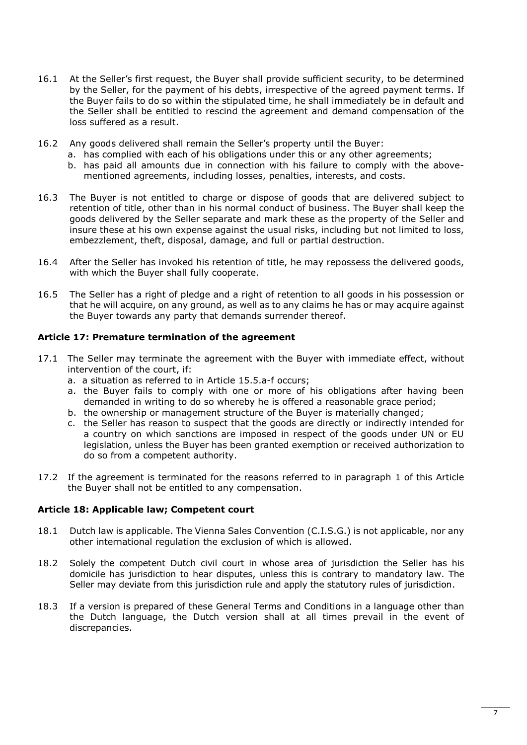16.1 At the Seller's first request, the Buyer shall provide sufficient security, to be determined by the Seller, for the payment of his debts, irrespective of the agreed payment terms. If the Buyer fails to do so within the stipulated time, he shall immediately be in default and the Seller shall be entitled to rescind the agreement and demand compensation of the loss suffered as a result.

16.2 Any goods delivered shall remain the Seller's property until the Buyer:
  a. has complied with each of his obligations under this or any other agreements;
  b. has paid all amounts due in connection with his failure to comply with the above-mentioned agreements, including losses, penalties, interests, and costs.

16.3 The Buyer is not entitled to charge or dispose of goods that are delivered subject to retention of title, other than in his normal conduct of business. The Buyer shall keep the goods delivered by the Seller separate and mark these as the property of the Seller and insure these at his own expense against the usual risks, including but not limited to loss, embezzlement, theft, disposal, damage, and full or partial destruction.

16.4 After the Seller has invoked his retention of title, he may repossess the delivered goods, with which the Buyer shall fully cooperate.

16.5 The Seller has a right of pledge and a right of retention to all goods in his possession or that he will acquire, on any ground, as well as to any claims he has or may acquire against the Buyer towards any party that demands surrender thereof.

### Article 17: Premature termination of the agreement

17.1 The Seller may terminate the agreement with the Buyer with immediate effect, without intervention of the court, if:
  a. a situation as referred to in Article 15.5.a-f occurs;
  a. the Buyer fails to comply with one or more of his obligations after having been demanded in writing to do so whereby he is offered a reasonable grace period;
  b. the ownership or management structure of the Buyer is materially changed;
  c. the Seller has reason to suspect that the goods are directly or indirectly intended for a country on which sanctions are imposed in respect of the goods under UN or EU legislation, unless the Buyer has been granted exemption or received authorization to do so from a competent authority.

17.2 If the agreement is terminated for the reasons referred to in paragraph 1 of this Article the Buyer shall not be entitled to any compensation.

### Article 18: Applicable law; Competent court

18.1 Dutch law is applicable. The Vienna Sales Convention (C.I.S.G.) is not applicable, nor any other international regulation the exclusion of which is allowed.

18.2 Solely the competent Dutch civil court in whose area of jurisdiction the Seller has his domicile has jurisdiction to hear disputes, unless this is contrary to mandatory law. The Seller may deviate from this jurisdiction rule and apply the statutory rules of jurisdiction.

18.3 If a version is prepared of these General Terms and Conditions in a language other than the Dutch language, the Dutch version shall at all times prevail in the event of discrepancies.